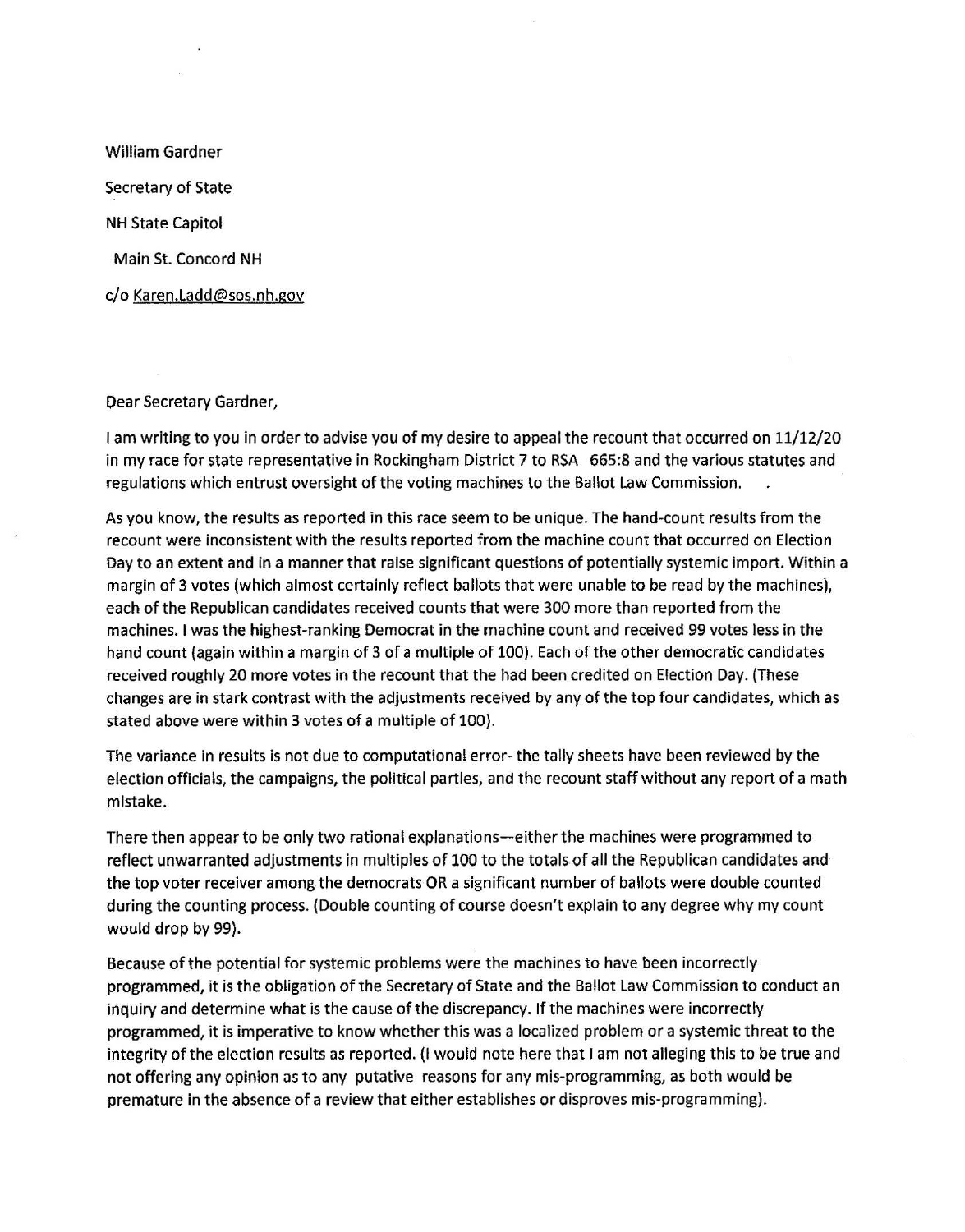William Gardner

Secretary of State

NH State Capitol

Main St. Concord NH

c/o Karen.Ladd@sos.nh.gov

Dear Secretary Gardner,

I am writing to you in order to advise you of my desire to appeal the recount that occurred on 11/12/20 in my race for state representative in Rockingham District 7 to RSA 665:8 and the various statutes and regulations which entrust oversight of the voting machines to the Ballot Law Commission.

As you know, the results as reported in this race seem to be unique. The hand-count results from the recount were inconsistent with the results reported from the machine count that occurred on Election Day to an extent and in a manner that raise significant questions of potentially systemic import. Within a margin of 3 votes (which almost certainly reflect ballots that were unable to be read by the machines), each of the Republican candidates received counts that were 300 more than reported from the machines. I was the highest-ranking Democrat in the machine count and received 99 votes less in the hand count (again within a margin of 3 of a multiple of 100). Each of the other democratic candidates received roughly 20 more votes in the recount that the had been credited on Election Day. (These changes are in stark contrast with the adjustments received by any of the top four candidates, which as stated above were within 3 votes of a multiple of 100).

The variance in results is not due to computational error- the tally sheets have been reviewed by the election officials, the campaigns, the political parties, and the recount staff without any report of a math mistake.

There then appear to be only two rational explanations—either the machines were programmed to reflect unwarranted adjustments in multiples of 100 to the totals of all the Republican candidates and the top voter receiver among the democrats OR a significant number of ballots were double counted during the counting process. (Double counting of course doesn't explain to any degree why my count would drop by 99).

Because of the potential for systemic problems were the machines to have been incorrectly programmed, it is the obligation of the Secretary of State and the Ballot Law Commission to conduct an inquiry and determine what is the cause of the discrepancy. If the machines were incorrectly programmed, it is imperative to know whether this was a localized problem or a systemic threat to the integrity of the election results as reported. (I would note here that I am not alleging this to be true and not offering any opinion as to any putative reasons for any mis-programming, as both would be premature in the absence of a review that either establishes or disproves mis-programming).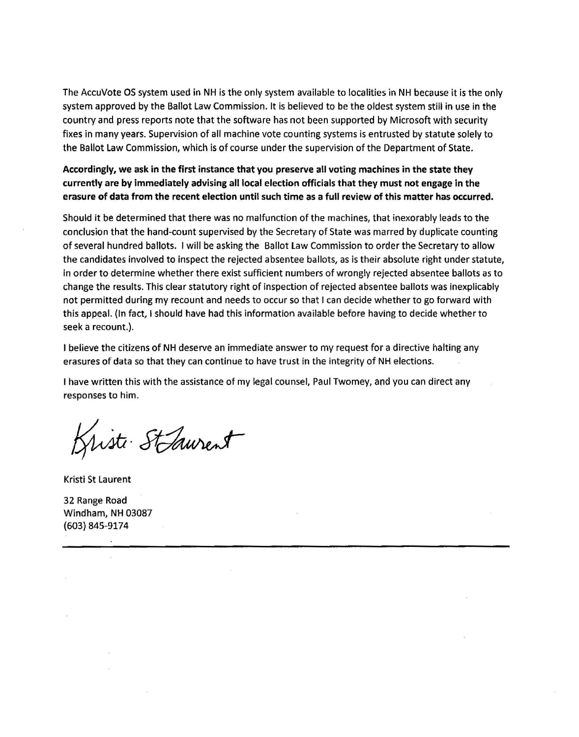The AccuVote OS system used in NH is the only system available to localities in NH because it is the only system approved by the Ballot Law Commission. It is believed to be the oldest system still in use in the country and press reports note that the software has not been supported by Microsoft with security fixes in many years. Supervision of all machine vote counting systems is entrusted by statute solely to the Ballot Law Commission, which is of course under the supervision of the Department of State.

**Accordingly, we ask in the first instance that you preserve all voting machines in the state they currently are by immediately advising all local election officials that they must not engage in the erasure of data from the recent election until such time as a full review of this matter has occurred.**

Should it be determined that there was no malfunction of the machines, that inexorably leads to the conclusion that the hand-count supervised by the Secretary of State was marred by duplicate counting of several hundred ballots. I will be asking the Ballot Law Commission to order the Secretary to allow the candidates involved to inspect the rejected absentee ballots, as is their absolute right under statute, in order to determine whether there exist sufficient numbers of wrongly rejected absentee ballots as to change the results. This clear statutory right of inspection of rejected absentee ballots was inexplicably not permitted during my recount and needs to occur so that I can decide whether to go forward with this appeal. (In fact, I should have had this information available before having to decide whether to seek a recount.).

I believe the citizens of NH deserve an immediate answer to my request for a directive halting any erasures of data so that they can continue to have trust in the integrity of NH elections.

I have written this with the assistance of my legal counsel, Paul Twomey, and you can direct any responses to him.

Kristi St Laurent

Kristi St Laurent

32 Range Road
Windham, NH 03087
(603) 845-9174